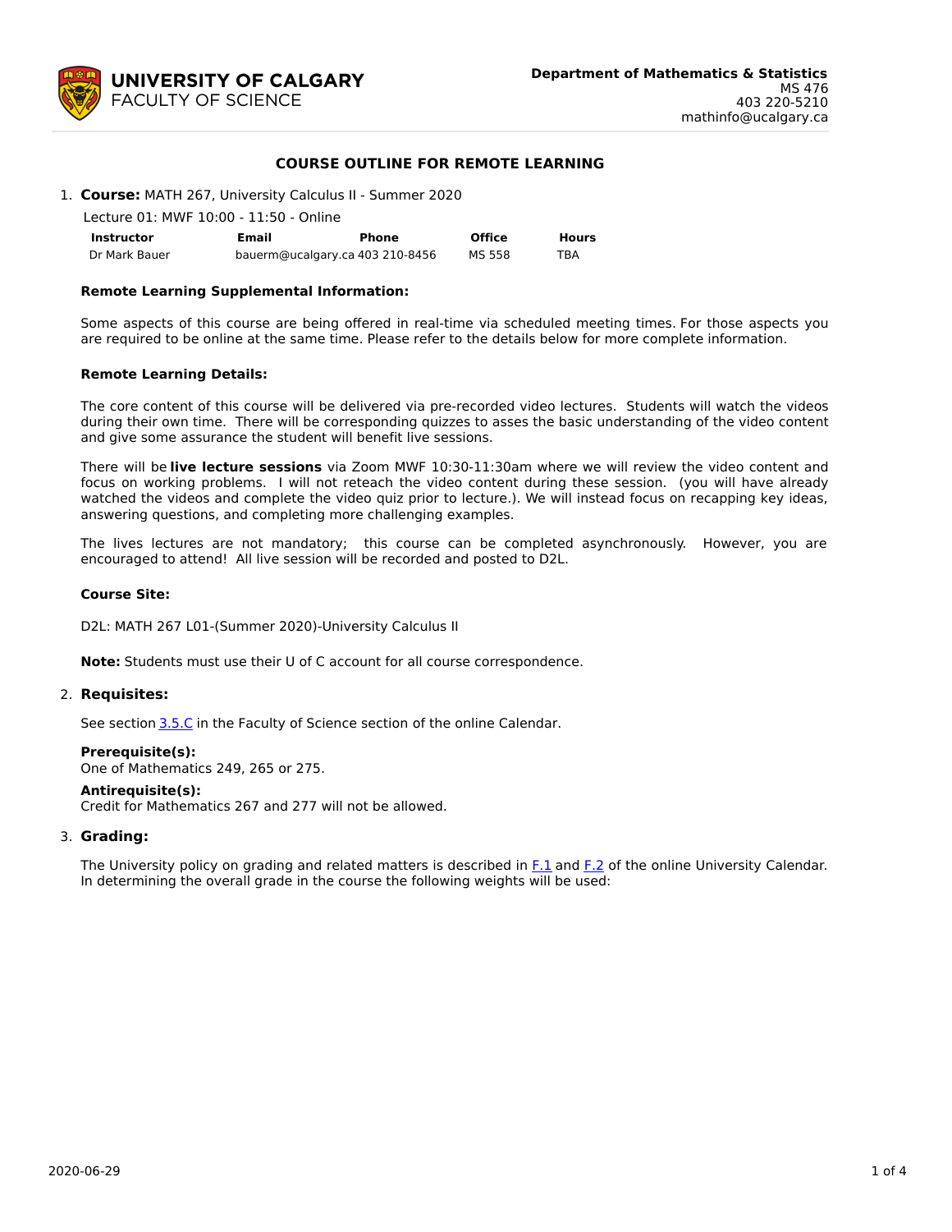UNIVERSITY OF CALGARY
FACULTY OF SCIENCE

**Department of Mathematics & Statistics**
MS 476
403 220-5210
mathinfo@ucalgary.ca

## COURSE OUTLINE FOR REMOTE LEARNING

1. **Course:** MATH 267, University Calculus II - Summer 2020

   Lecture 01: MWF 10:00 - 11:50 - Online

| Instructor | Email | Phone | Office | Hours |
|---|---|---|---|---|
| Dr Mark Bauer | bauerm@ucalgary.ca | 403 210-8456 | MS 558 | TBA |

**Remote Learning Supplemental Information:**

Some aspects of this course are being offered in real-time via scheduled meeting times. For those aspects you are required to be online at the same time. Please refer to the details below for more complete information.

**Remote Learning Details:**

The core content of this course will be delivered via pre-recorded video lectures. Students will watch the videos during their own time. There will be corresponding quizzes to asses the basic understanding of the video content and give some assurance the student will benefit live sessions.

There will be **live lecture sessions** via Zoom MWF 10:30-11:30am where we will review the video content and focus on working problems. I will not reteach the video content during these session. (you will have already watched the videos and complete the video quiz prior to lecture.). We will instead focus on recapping key ideas, answering questions, and completing more challenging examples.

The lives lectures are not mandatory; this course can be completed asynchronously. However, you are encouraged to attend! All live session will be recorded and posted to D2L.

**Course Site:**

D2L: MATH 267 L01-(Summer 2020)-University Calculus II

**Note:** Students must use their U of C account for all course correspondence.

2. **Requisites:**

   See section 3.5.C in the Faculty of Science section of the online Calendar.

   **Prerequisite(s):**
   One of Mathematics 249, 265 or 275.

   **Antirequisite(s):**
   Credit for Mathematics 267 and 277 will not be allowed.

3. **Grading:**

   The University policy on grading and related matters is described in F.1 and F.2 of the online University Calendar. In determining the overall grade in the course the following weights will be used: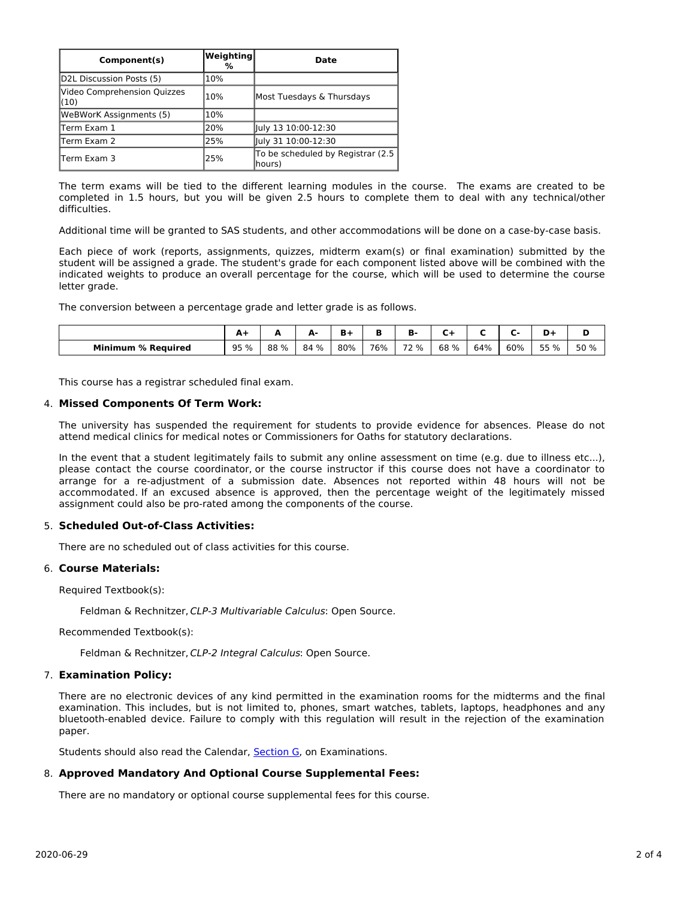| Component(s) | Weighting % | Date |
|---|---|---|
| D2L Discussion Posts (5) | 10% | |
| Video Comprehension Quizzes (10) | 10% | Most Tuesdays & Thursdays |
| WeBWorK Assignments (5) | 10% | |
| Term Exam 1 | 20% | July 13 10:00-12:30 |
| Term Exam 2 | 25% | July 31 10:00-12:30 |
| Term Exam 3 | 25% | To be scheduled by Registrar (2.5 hours) |

The term exams will be tied to the different learning modules in the course. The exams are created to be completed in 1.5 hours, but you will be given 2.5 hours to complete them to deal with any technical/other difficulties.

Additional time will be granted to SAS students, and other accommodations will be done on a case-by-case basis.

Each piece of work (reports, assignments, quizzes, midterm exam(s) or final examination) submitted by the student will be assigned a grade. The student's grade for each component listed above will be combined with the indicated weights to produce an overall percentage for the course, which will be used to determine the course letter grade.

The conversion between a percentage grade and letter grade is as follows.

| | A+ | A | A- | B+ | B | B- | C+ | C | C- | D+ | D |
|---|---|---|---|---|---|---|---|---|---|---|---|
| **Minimum % Required** | 95 % | 88 % | 84 % | 80% | 76% | 72 % | 68 % | 64% | 60% | 55 % | 50 % |

This course has a registrar scheduled final exam.

4. **Missed Components Of Term Work:**

The university has suspended the requirement for students to provide evidence for absences. Please do not attend medical clinics for medical notes or Commissioners for Oaths for statutory declarations.

In the event that a student legitimately fails to submit any online assessment on time (e.g. due to illness etc...), please contact the course coordinator, or the course instructor if this course does not have a coordinator to arrange for a re-adjustment of a submission date. Absences not reported within 48 hours will not be accommodated. If an excused absence is approved, then the percentage weight of the legitimately missed assignment could also be pro-rated among the components of the course.

5. **Scheduled Out-of-Class Activities:**

There are no scheduled out of class activities for this course.

6. **Course Materials:**

Required Textbook(s):

Feldman & Rechnitzer, *CLP-3 Multivariable Calculus*: Open Source.

Recommended Textbook(s):

Feldman & Rechnitzer, *CLP-2 Integral Calculus*: Open Source.

7. **Examination Policy:**

There are no electronic devices of any kind permitted in the examination rooms for the midterms and the final examination. This includes, but is not limited to, phones, smart watches, tablets, laptops, headphones and any bluetooth-enabled device. Failure to comply with this regulation will result in the rejection of the examination paper.

Students should also read the Calendar, Section G, on Examinations.

8. **Approved Mandatory And Optional Course Supplemental Fees:**

There are no mandatory or optional course supplemental fees for this course.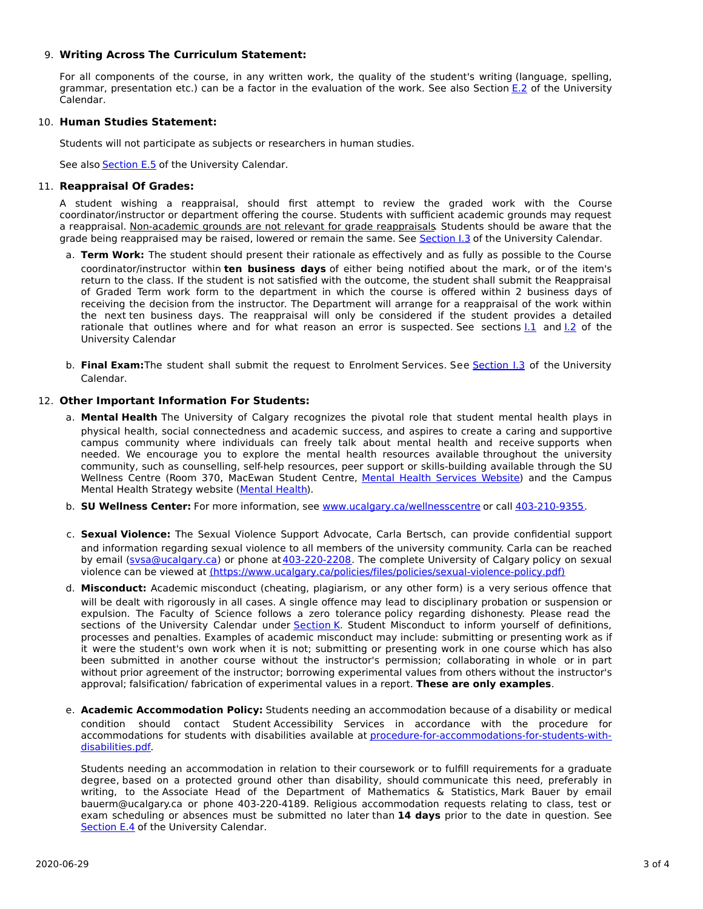9. **Writing Across The Curriculum Statement:**

   For all components of the course, in any written work, the quality of the student's writing (language, spelling, grammar, presentation etc.) can be a factor in the evaluation of the work. See also Section E.2 of the University Calendar.

10. **Human Studies Statement:**

    Students will not participate as subjects or researchers in human studies.

    See also Section E.5 of the University Calendar.

11. **Reappraisal Of Grades:**

    A student wishing a reappraisal, should first attempt to review the graded work with the Course coordinator/instructor or department offering the course. Students with sufficient academic grounds may request a reappraisal. Non-academic grounds are not relevant for grade reappraisals. Students should be aware that the grade being reappraised may be raised, lowered or remain the same. See Section I.3 of the University Calendar.

    a. **Term Work:** The student should present their rationale as effectively and as fully as possible to the Course coordinator/instructor within **ten business days** of either being notified about the mark, or of the item's return to the class. If the student is not satisfied with the outcome, the student shall submit the Reappraisal of Graded Term work form to the department in which the course is offered within 2 business days of receiving the decision from the instructor. The Department will arrange for a reappraisal of the work within the next ten business days. The reappraisal will only be considered if the student provides a detailed rationale that outlines where and for what reason an error is suspected. See sections I.1 and I.2 of the University Calendar

    b. **Final Exam:** The student shall submit the request to Enrolment Services. See Section I.3 of the University Calendar.

12. **Other Important Information For Students:**

    a. **Mental Health** The University of Calgary recognizes the pivotal role that student mental health plays in physical health, social connectedness and academic success, and aspires to create a caring and supportive campus community where individuals can freely talk about mental health and receive supports when needed. We encourage you to explore the mental health resources available throughout the university community, such as counselling, self-help resources, peer support or skills-building available through the SU Wellness Centre (Room 370, MacEwan Student Centre, Mental Health Services Website) and the Campus Mental Health Strategy website (Mental Health).

    b. **SU Wellness Center:** For more information, see www.ucalgary.ca/wellnesscentre or call 403-210-9355.

    c. **Sexual Violence:** The Sexual Violence Support Advocate, Carla Bertsch, can provide confidential support and information regarding sexual violence to all members of the university community. Carla can be reached by email (svsa@ucalgary.ca) or phone at 403-220-2208. The complete University of Calgary policy on sexual violence can be viewed at (https://www.ucalgary.ca/policies/files/policies/sexual-violence-policy.pdf)

    d. **Misconduct:** Academic misconduct (cheating, plagiarism, or any other form) is a very serious offence that will be dealt with rigorously in all cases. A single offence may lead to disciplinary probation or suspension or expulsion. The Faculty of Science follows a zero tolerance policy regarding dishonesty. Please read the sections of the University Calendar under Section K. Student Misconduct to inform yourself of definitions, processes and penalties. Examples of academic misconduct may include: submitting or presenting work as if it were the student's own work when it is not; submitting or presenting work in one course which has also been submitted in another course without the instructor's permission; collaborating in whole or in part without prior agreement of the instructor; borrowing experimental values from others without the instructor's approval; falsification/ fabrication of experimental values in a report. **These are only examples**.

    e. **Academic Accommodation Policy:** Students needing an accommodation because of a disability or medical condition should contact Student Accessibility Services in accordance with the procedure for accommodations for students with disabilities available at procedure-for-accommodations-for-students-with-disabilities.pdf.

       Students needing an accommodation in relation to their coursework or to fulfill requirements for a graduate degree, based on a protected ground other than disability, should communicate this need, preferably in writing, to the Associate Head of the Department of Mathematics & Statistics, Mark Bauer by email bauerm@ucalgary.ca or phone 403-220-4189. Religious accommodation requests relating to class, test or exam scheduling or absences must be submitted no later than **14 days** prior to the date in question. See Section E.4 of the University Calendar.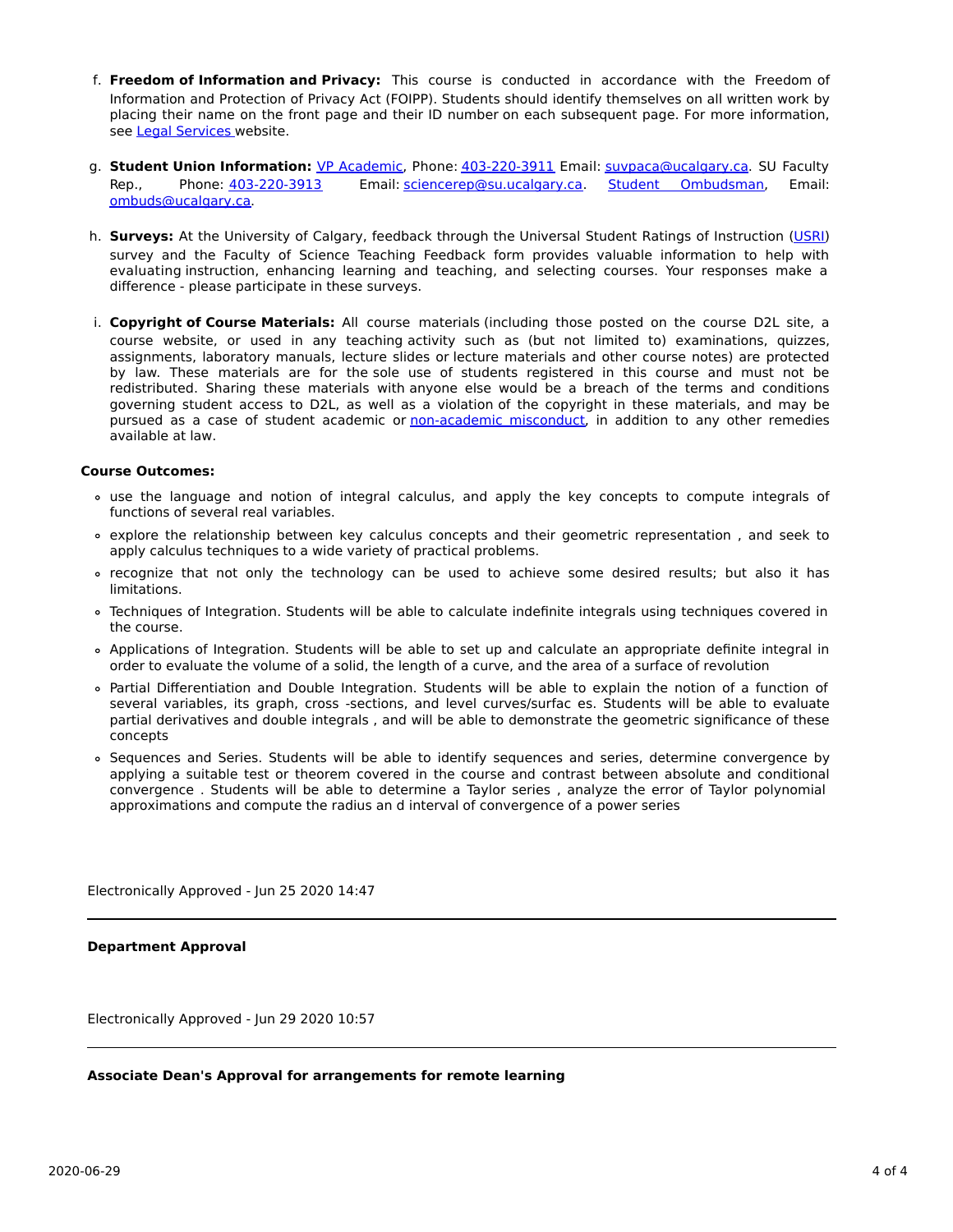f. **Freedom of Information and Privacy:** This course is conducted in accordance with the Freedom of Information and Protection of Privacy Act (FOIPP). Students should identify themselves on all written work by placing their name on the front page and their ID number on each subsequent page. For more information, see Legal Services website.

g. **Student Union Information:** VP Academic, Phone: 403-220-3911 Email: suvpaca@ucalgary.ca. SU Faculty Rep., Phone: 403-220-3913 Email: sciencerep@su.ucalgary.ca. Student Ombudsman, Email: ombuds@ucalgary.ca.

h. **Surveys:** At the University of Calgary, feedback through the Universal Student Ratings of Instruction (USRI) survey and the Faculty of Science Teaching Feedback form provides valuable information to help with evaluating instruction, enhancing learning and teaching, and selecting courses. Your responses make a difference - please participate in these surveys.

i. **Copyright of Course Materials:** All course materials (including those posted on the course D2L site, a course website, or used in any teaching activity such as (but not limited to) examinations, quizzes, assignments, laboratory manuals, lecture slides or lecture materials and other course notes) are protected by law. These materials are for the sole use of students registered in this course and must not be redistributed. Sharing these materials with anyone else would be a breach of the terms and conditions governing student access to D2L, as well as a violation of the copyright in these materials, and may be pursued as a case of student academic or non-academic misconduct, in addition to any other remedies available at law.

**Course Outcomes:**

- use the language and notion of integral calculus, and apply the key concepts to compute integrals of functions of several real variables.
- explore the relationship between key calculus concepts and their geometric representation , and seek to apply calculus techniques to a wide variety of practical problems.
- recognize that not only the technology can be used to achieve some desired results; but also it has limitations.
- Techniques of Integration. Students will be able to calculate indefinite integrals using techniques covered in the course.
- Applications of Integration. Students will be able to set up and calculate an appropriate definite integral in order to evaluate the volume of a solid, the length of a curve, and the area of a surface of revolution
- Partial Differentiation and Double Integration. Students will be able to explain the notion of a function of several variables, its graph, cross -sections, and level curves/surfac es. Students will be able to evaluate partial derivatives and double integrals , and will be able to demonstrate the geometric significance of these concepts
- Sequences and Series. Students will be able to identify sequences and series, determine convergence by applying a suitable test or theorem covered in the course and contrast between absolute and conditional convergence . Students will be able to determine a Taylor series , analyze the error of Taylor polynomial approximations and compute the radius an d interval of convergence of a power series

Electronically Approved - Jun 25 2020 14:47

---

**Department Approval**

Electronically Approved - Jun 29 2020 10:57

---

**Associate Dean's Approval for arrangements for remote learning**

2020-06-29